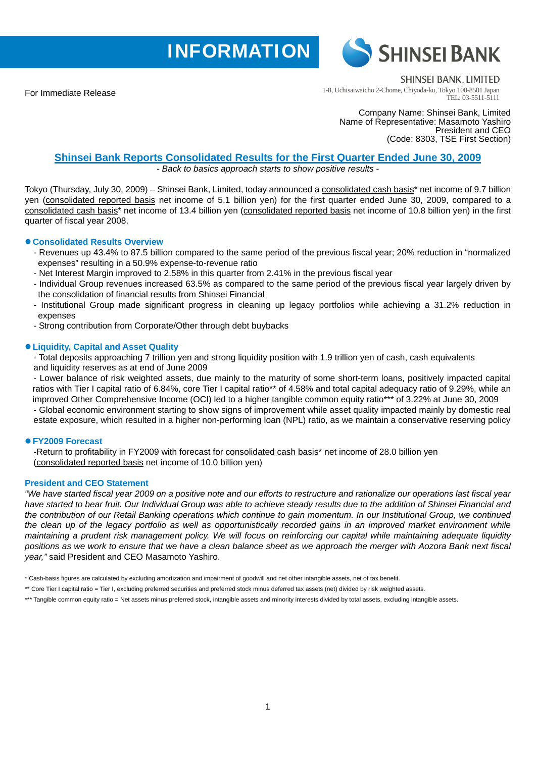# INFORMATION

**SHINSEI BANK**

SHINSEI BANK, LIMITED
1-8, Uchisaiwaicho 2-Chome, Chiyoda-ku, Tokyo 100-8501 Japan
TEL: 03-5511-5111

For Immediate Release

Company Name: Shinsei Bank, Limited
Name of Representative: Masamoto Yashiro
President and CEO
(Code: 8303, TSE First Section)

## Shinsei Bank Reports Consolidated Results for the First Quarter Ended June 30, 2009

*- Back to basics approach starts to show positive results -*

Tokyo (Thursday, July 30, 2009) – Shinsei Bank, Limited, today announced a consolidated cash basis* net income of 9.7 billion yen (consolidated reported basis net income of 5.1 billion yen) for the first quarter ended June 30, 2009, compared to a consolidated cash basis* net income of 13.4 billion yen (consolidated reported basis net income of 10.8 billion yen) in the first quarter of fiscal year 2008.

### ● Consolidated Results Overview

- Revenues up 43.4% to 87.5 billion compared to the same period of the previous fiscal year; 20% reduction in "normalized expenses" resulting in a 50.9% expense-to-revenue ratio
- Net Interest Margin improved to 2.58% in this quarter from 2.41% in the previous fiscal year
- Individual Group revenues increased 63.5% as compared to the same period of the previous fiscal year largely driven by the consolidation of financial results from Shinsei Financial
- Institutional Group made significant progress in cleaning up legacy portfolios while achieving a 31.2% reduction in expenses
- Strong contribution from Corporate/Other through debt buybacks

### ● Liquidity, Capital and Asset Quality

- Total deposits approaching 7 trillion yen and strong liquidity position with 1.9 trillion yen of cash, cash equivalents and liquidity reserves as at end of June 2009
- Lower balance of risk weighted assets, due mainly to the maturity of some short-term loans, positively impacted capital ratios with Tier I capital ratio of 6.84%, core Tier I capital ratio** of 4.58% and total capital adequacy ratio of 9.29%, while an improved Other Comprehensive Income (OCI) led to a higher tangible common equity ratio*** of 3.22% at June 30, 2009
- Global economic environment starting to show signs of improvement while asset quality impacted mainly by domestic real estate exposure, which resulted in a higher non-performing loan (NPL) ratio, as we maintain a conservative reserving policy

### ● FY2009 Forecast

- Return to profitability in FY2009 with forecast for consolidated cash basis* net income of 28.0 billion yen (consolidated reported basis net income of 10.0 billion yen)

### President and CEO Statement

*"We have started fiscal year 2009 on a positive note and our efforts to restructure and rationalize our operations last fiscal year have started to bear fruit. Our Individual Group was able to achieve steady results due to the addition of Shinsei Financial and the contribution of our Retail Banking operations which continue to gain momentum. In our Institutional Group, we continued the clean up of the legacy portfolio as well as opportunistically recorded gains in an improved market environment while maintaining a prudent risk management policy. We will focus on reinforcing our capital while maintaining adequate liquidity positions as we work to ensure that we have a clean balance sheet as we approach the merger with Aozora Bank next fiscal year,"* said President and CEO Masamoto Yashiro.

\* Cash-basis figures are calculated by excluding amortization and impairment of goodwill and net other intangible assets, net of tax benefit.

\*\* Core Tier I capital ratio = Tier I, excluding preferred securities and preferred stock minus deferred tax assets (net) divided by risk weighted assets.

\*\*\* Tangible common equity ratio = Net assets minus preferred stock, intangible assets and minority interests divided by total assets, excluding intangible assets.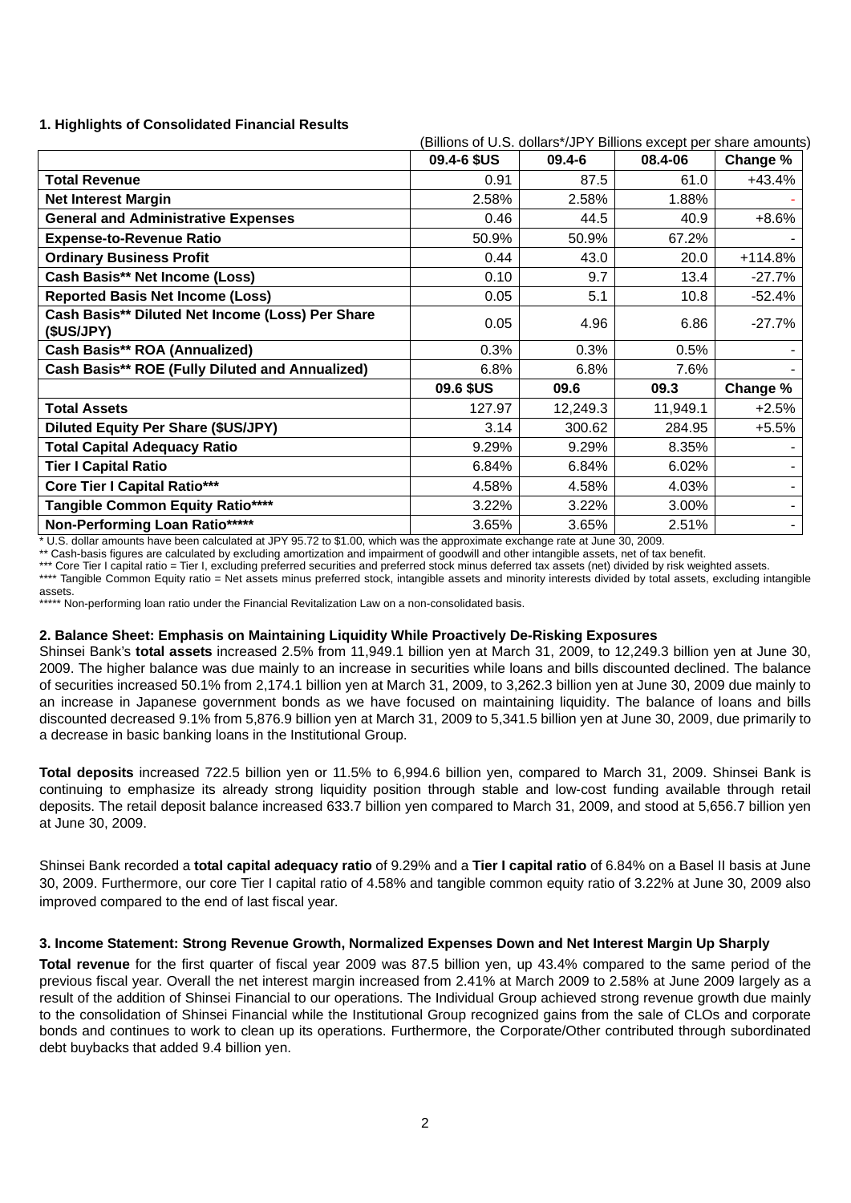## 1. Highlights of Consolidated Financial Results

(Billions of U.S. dollars*/JPY Billions except per share amounts)

| | 09.4-6 $US | 09.4-6 | 08.4-06 | Change % |
|---|---|---|---|---|
| **Total Revenue** | 0.91 | 87.5 | 61.0 | +43.4% |
| **Net Interest Margin** | 2.58% | 2.58% | 1.88% | - |
| **General and Administrative Expenses** | 0.46 | 44.5 | 40.9 | +8.6% |
| **Expense-to-Revenue Ratio** | 50.9% | 50.9% | 67.2% | - |
| **Ordinary Business Profit** | 0.44 | 43.0 | 20.0 | +114.8% |
| **Cash Basis** Net Income (Loss)** | 0.10 | 9.7 | 13.4 | -27.7% |
| **Reported Basis Net Income (Loss)** | 0.05 | 5.1 | 10.8 | -52.4% |
| **Cash Basis** Diluted Net Income (Loss) Per Share ($US/JPY)** | 0.05 | 4.96 | 6.86 | -27.7% |
| **Cash Basis** ROA (Annualized)** | 0.3% | 0.3% | 0.5% | - |
| **Cash Basis** ROE (Fully Diluted and Annualized)** | 6.8% | 6.8% | 7.6% | - |
| | **09.6 $US** | **09.6** | **09.3** | **Change %** |
| **Total Assets** | 127.97 | 12,249.3 | 11,949.1 | +2.5% |
| **Diluted Equity Per Share ($US/JPY)** | 3.14 | 300.62 | 284.95 | +5.5% |
| **Total Capital Adequacy Ratio** | 9.29% | 9.29% | 8.35% | - |
| **Tier I Capital Ratio** | 6.84% | 6.84% | 6.02% | - |
| **Core Tier I Capital Ratio***** | 4.58% | 4.58% | 4.03% | - |
| **Tangible Common Equity Ratio****** | 3.22% | 3.22% | 3.00% | - |
| **Non-Performing Loan Ratio******* | 3.65% | 3.65% | 2.51% | - |

* U.S. dollar amounts have been calculated at JPY 95.72 to $1.00, which was the approximate exchange rate at June 30, 2009.
** Cash-basis figures are calculated by excluding amortization and impairment of goodwill and other intangible assets, net of tax benefit.
*** Core Tier I capital ratio = Tier I, excluding preferred securities and preferred stock minus deferred tax assets (net) divided by risk weighted assets.
**** Tangible Common Equity ratio = Net assets minus preferred stock, intangible assets and minority interests divided by total assets, excluding intangible assets.
***** Non-performing loan ratio under the Financial Revitalization Law on a non-consolidated basis.

## 2. Balance Sheet: Emphasis on Maintaining Liquidity While Proactively De-Risking Exposures

Shinsei Bank's **total assets** increased 2.5% from 11,949.1 billion yen at March 31, 2009, to 12,249.3 billion yen at June 30, 2009. The higher balance was due mainly to an increase in securities while loans and bills discounted declined. The balance of securities increased 50.1% from 2,174.1 billion yen at March 31, 2009, to 3,262.3 billion yen at June 30, 2009 due mainly to an increase in Japanese government bonds as we have focused on maintaining liquidity. The balance of loans and bills discounted decreased 9.1% from 5,876.9 billion yen at March 31, 2009 to 5,341.5 billion yen at June 30, 2009, due primarily to a decrease in basic banking loans in the Institutional Group.

**Total deposits** increased 722.5 billion yen or 11.5% to 6,994.6 billion yen, compared to March 31, 2009. Shinsei Bank is continuing to emphasize its already strong liquidity position through stable and low-cost funding available through retail deposits. The retail deposit balance increased 633.7 billion yen compared to March 31, 2009, and stood at 5,656.7 billion yen at June 30, 2009.

Shinsei Bank recorded a **total capital adequacy ratio** of 9.29% and a **Tier I capital ratio** of 6.84% on a Basel II basis at June 30, 2009. Furthermore, our core Tier I capital ratio of 4.58% and tangible common equity ratio of 3.22% at June 30, 2009 also improved compared to the end of last fiscal year.

## 3. Income Statement: Strong Revenue Growth, Normalized Expenses Down and Net Interest Margin Up Sharply

**Total revenue** for the first quarter of fiscal year 2009 was 87.5 billion yen, up 43.4% compared to the same period of the previous fiscal year. Overall the net interest margin increased from 2.41% at March 2009 to 2.58% at June 2009 largely as a result of the addition of Shinsei Financial to our operations. The Individual Group achieved strong revenue growth due mainly to the consolidation of Shinsei Financial while the Institutional Group recognized gains from the sale of CLOs and corporate bonds and continues to work to clean up its operations. Furthermore, the Corporate/Other contributed through subordinated debt buybacks that added 9.4 billion yen.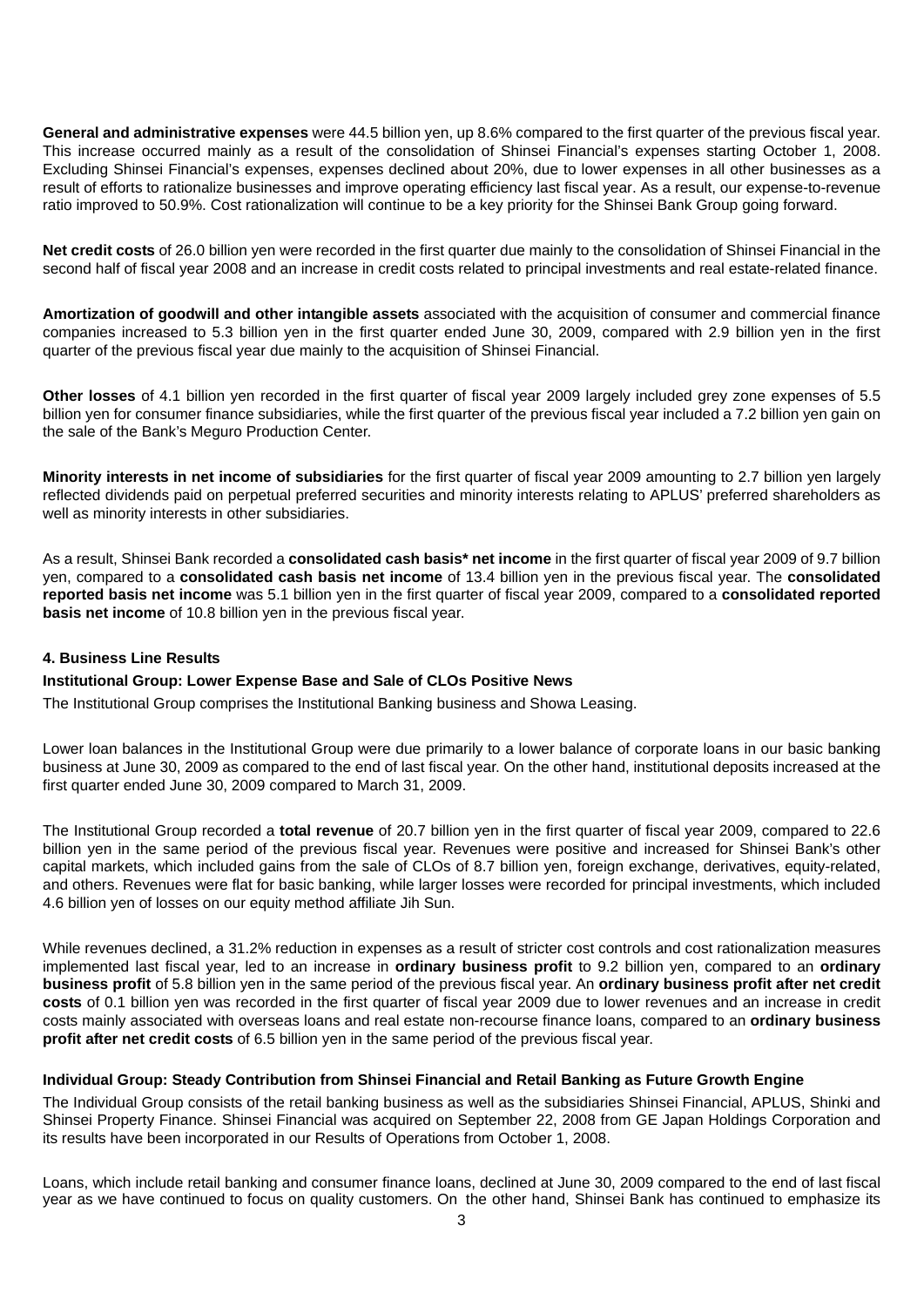**General and administrative expenses** were 44.5 billion yen, up 8.6% compared to the first quarter of the previous fiscal year. This increase occurred mainly as a result of the consolidation of Shinsei Financial's expenses starting October 1, 2008. Excluding Shinsei Financial's expenses, expenses declined about 20%, due to lower expenses in all other businesses as a result of efforts to rationalize businesses and improve operating efficiency last fiscal year. As a result, our expense-to-revenue ratio improved to 50.9%. Cost rationalization will continue to be a key priority for the Shinsei Bank Group going forward.

**Net credit costs** of 26.0 billion yen were recorded in the first quarter due mainly to the consolidation of Shinsei Financial in the second half of fiscal year 2008 and an increase in credit costs related to principal investments and real estate-related finance.

**Amortization of goodwill and other intangible assets** associated with the acquisition of consumer and commercial finance companies increased to 5.3 billion yen in the first quarter ended June 30, 2009, compared with 2.9 billion yen in the first quarter of the previous fiscal year due mainly to the acquisition of Shinsei Financial.

**Other losses** of 4.1 billion yen recorded in the first quarter of fiscal year 2009 largely included grey zone expenses of 5.5 billion yen for consumer finance subsidiaries, while the first quarter of the previous fiscal year included a 7.2 billion yen gain on the sale of the Bank's Meguro Production Center.

**Minority interests in net income of subsidiaries** for the first quarter of fiscal year 2009 amounting to 2.7 billion yen largely reflected dividends paid on perpetual preferred securities and minority interests relating to APLUS' preferred shareholders as well as minority interests in other subsidiaries.

As a result, Shinsei Bank recorded a **consolidated cash basis* net income** in the first quarter of fiscal year 2009 of 9.7 billion yen, compared to a **consolidated cash basis net income** of 13.4 billion yen in the previous fiscal year. The **consolidated reported basis net income** was 5.1 billion yen in the first quarter of fiscal year 2009, compared to a **consolidated reported basis net income** of 10.8 billion yen in the previous fiscal year.

#### 4. Business Line Results

#### Institutional Group: Lower Expense Base and Sale of CLOs Positive News

The Institutional Group comprises the Institutional Banking business and Showa Leasing.

Lower loan balances in the Institutional Group were due primarily to a lower balance of corporate loans in our basic banking business at June 30, 2009 as compared to the end of last fiscal year. On the other hand, institutional deposits increased at the first quarter ended June 30, 2009 compared to March 31, 2009.

The Institutional Group recorded a **total revenue** of 20.7 billion yen in the first quarter of fiscal year 2009, compared to 22.6 billion yen in the same period of the previous fiscal year. Revenues were positive and increased for Shinsei Bank's other capital markets, which included gains from the sale of CLOs of 8.7 billion yen, foreign exchange, derivatives, equity-related, and others. Revenues were flat for basic banking, while larger losses were recorded for principal investments, which included 4.6 billion yen of losses on our equity method affiliate Jih Sun.

While revenues declined, a 31.2% reduction in expenses as a result of stricter cost controls and cost rationalization measures implemented last fiscal year, led to an increase in **ordinary business profit** to 9.2 billion yen, compared to an **ordinary business profit** of 5.8 billion yen in the same period of the previous fiscal year. An **ordinary business profit after net credit costs** of 0.1 billion yen was recorded in the first quarter of fiscal year 2009 due to lower revenues and an increase in credit costs mainly associated with overseas loans and real estate non-recourse finance loans, compared to an **ordinary business profit after net credit costs** of 6.5 billion yen in the same period of the previous fiscal year.

#### Individual Group: Steady Contribution from Shinsei Financial and Retail Banking as Future Growth Engine

The Individual Group consists of the retail banking business as well as the subsidiaries Shinsei Financial, APLUS, Shinki and Shinsei Property Finance. Shinsei Financial was acquired on September 22, 2008 from GE Japan Holdings Corporation and its results have been incorporated in our Results of Operations from October 1, 2008.

Loans, which include retail banking and consumer finance loans, declined at June 30, 2009 compared to the end of last fiscal year as we have continued to focus on quality customers. On the other hand, Shinsei Bank has continued to emphasize its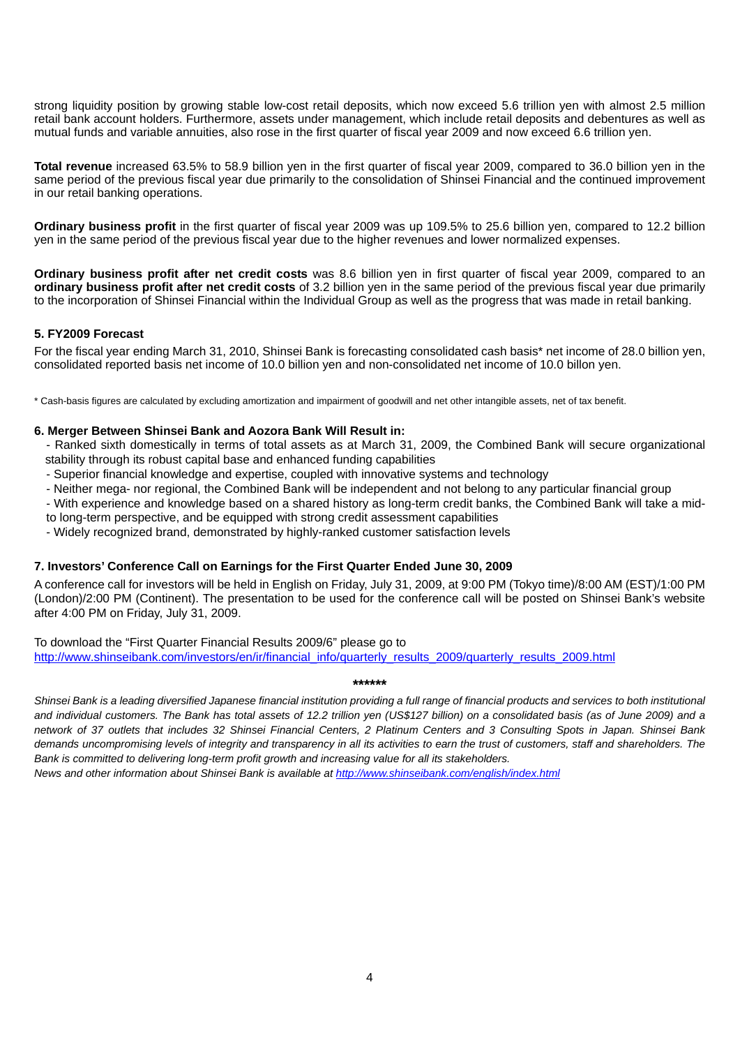strong liquidity position by growing stable low-cost retail deposits, which now exceed 5.6 trillion yen with almost 2.5 million retail bank account holders. Furthermore, assets under management, which include retail deposits and debentures as well as mutual funds and variable annuities, also rose in the first quarter of fiscal year 2009 and now exceed 6.6 trillion yen.

**Total revenue** increased 63.5% to 58.9 billion yen in the first quarter of fiscal year 2009, compared to 36.0 billion yen in the same period of the previous fiscal year due primarily to the consolidation of Shinsei Financial and the continued improvement in our retail banking operations.

**Ordinary business profit** in the first quarter of fiscal year 2009 was up 109.5% to 25.6 billion yen, compared to 12.2 billion yen in the same period of the previous fiscal year due to the higher revenues and lower normalized expenses.

**Ordinary business profit after net credit costs** was 8.6 billion yen in first quarter of fiscal year 2009, compared to an **ordinary business profit after net credit costs** of 3.2 billion yen in the same period of the previous fiscal year due primarily to the incorporation of Shinsei Financial within the Individual Group as well as the progress that was made in retail banking.

### 5. FY2009 Forecast

For the fiscal year ending March 31, 2010, Shinsei Bank is forecasting consolidated cash basis* net income of 28.0 billion yen, consolidated reported basis net income of 10.0 billion yen and non-consolidated net income of 10.0 billon yen.

* Cash-basis figures are calculated by excluding amortization and impairment of goodwill and net other intangible assets, net of tax benefit.

### 6. Merger Between Shinsei Bank and Aozora Bank Will Result in:

- Ranked sixth domestically in terms of total assets as at March 31, 2009, the Combined Bank will secure organizational stability through its robust capital base and enhanced funding capabilities
- Superior financial knowledge and expertise, coupled with innovative systems and technology
- Neither mega- nor regional, the Combined Bank will be independent and not belong to any particular financial group
- With experience and knowledge based on a shared history as long-term credit banks, the Combined Bank will take a mid- to long-term perspective, and be equipped with strong credit assessment capabilities
- Widely recognized brand, demonstrated by highly-ranked customer satisfaction levels

### 7. Investors' Conference Call on Earnings for the First Quarter Ended June 30, 2009

A conference call for investors will be held in English on Friday, July 31, 2009, at 9:00 PM (Tokyo time)/8:00 AM (EST)/1:00 PM (London)/2:00 PM (Continent). The presentation to be used for the conference call will be posted on Shinsei Bank's website after 4:00 PM on Friday, July 31, 2009.

To download the "First Quarter Financial Results 2009/6" please go to
http://www.shinseibank.com/investors/en/ir/financial_info/quarterly_results_2009/quarterly_results_2009.html

******

*Shinsei Bank is a leading diversified Japanese financial institution providing a full range of financial products and services to both institutional and individual customers. The Bank has total assets of 12.2 trillion yen (US$127 billion) on a consolidated basis (as of June 2009) and a network of 37 outlets that includes 32 Shinsei Financial Centers, 2 Platinum Centers and 3 Consulting Spots in Japan. Shinsei Bank demands uncompromising levels of integrity and transparency in all its activities to earn the trust of customers, staff and shareholders. The Bank is committed to delivering long-term profit growth and increasing value for all its stakeholders.*

*News and other information about Shinsei Bank is available at http://www.shinseibank.com/english/index.html*